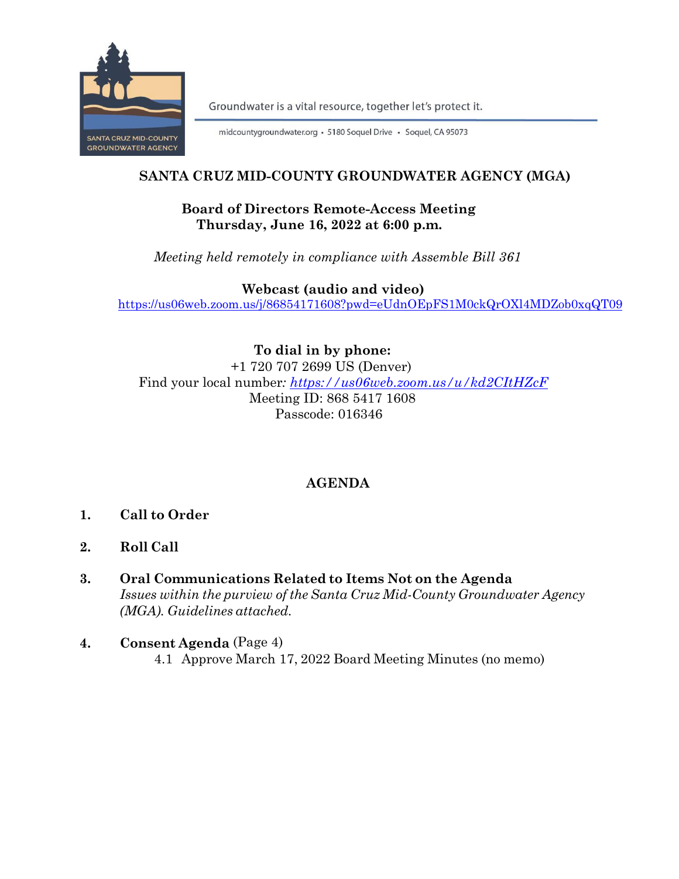SANTA CRUZ MID-COUNTY GROUNDWATER AGENCY

Groundwater is a vital resource, together let's protect it.

midcountygroundwater.org • 5180 Soquel Drive • Soquel, CA 95073

# SANTA CRUZ MID-COUNTY GROUNDWATER AGENCY (MGA)

## Board of Directors Remote-Access Meeting
## Thursday, June 16, 2022 at 6:00 p.m.

*Meeting held remotely in compliance with Assemble Bill 361*

**Webcast (audio and video)**
https://us06web.zoom.us/j/86854171608?pwd=eUdnOEpFS1M0ckQrOXl4MDZob0xqQT09

**To dial in by phone:**
+1 720 707 2699 US (Denver)
Find your local number*: https://us06web.zoom.us/u/kd2CItHZcF*
Meeting ID: 868 5417 1608
Passcode: 016346

## AGENDA

1. **Call to Order**

2. **Roll Call**

3. **Oral Communications Related to Items Not on the Agenda**
   *Issues within the purview of the Santa Cruz Mid-County Groundwater Agency (MGA). Guidelines attached.*

4. **Consent Agenda** (Page 4)
   4.1 Approve March 17, 2022 Board Meeting Minutes (no memo)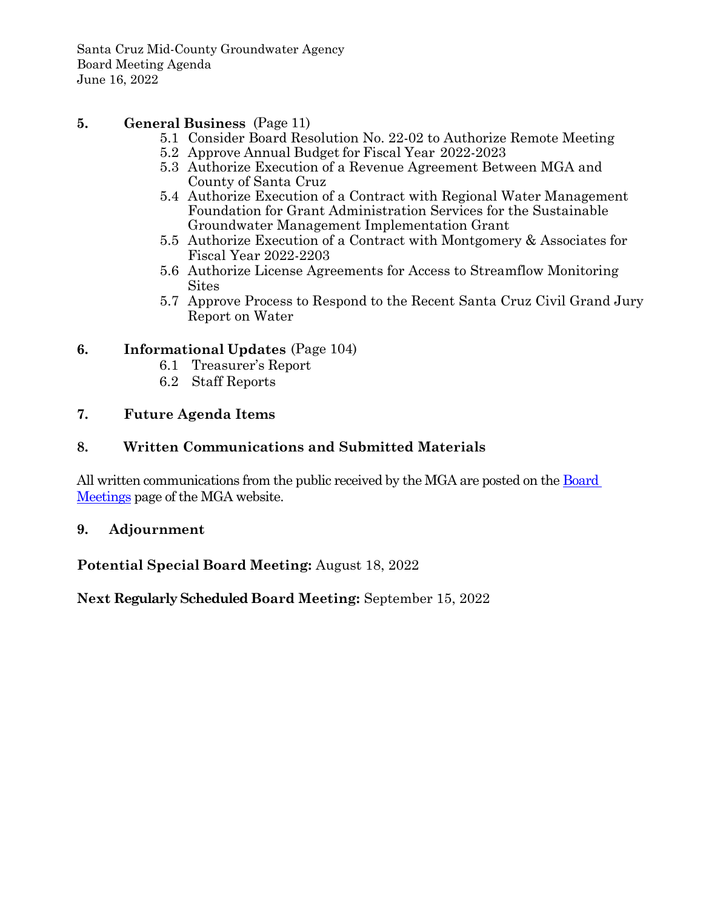**5. General Business** (Page 11)

- 5.1 Consider Board Resolution No. 22-02 to Authorize Remote Meeting
- 5.2 Approve Annual Budget for Fiscal Year 2022-2023
- 5.3 Authorize Execution of a Revenue Agreement Between MGA and County of Santa Cruz
- 5.4 Authorize Execution of a Contract with Regional Water Management Foundation for Grant Administration Services for the Sustainable Groundwater Management Implementation Grant
- 5.5 Authorize Execution of a Contract with Montgomery & Associates for Fiscal Year 2022-2203
- 5.6 Authorize License Agreements for Access to Streamflow Monitoring Sites
- 5.7 Approve Process to Respond to the Recent Santa Cruz Civil Grand Jury Report on Water

**6. Informational Updates** (Page 104)

- 6.1 Treasurer's Report
- 6.2 Staff Reports

**7. Future Agenda Items**

**8. Written Communications and Submitted Materials**

All written communications from the public received by the MGA are posted on the Board Meetings page of the MGA website.

**9. Adjournment**

**Potential Special Board Meeting:** August 18, 2022

**Next Regularly Scheduled Board Meeting:** September 15, 2022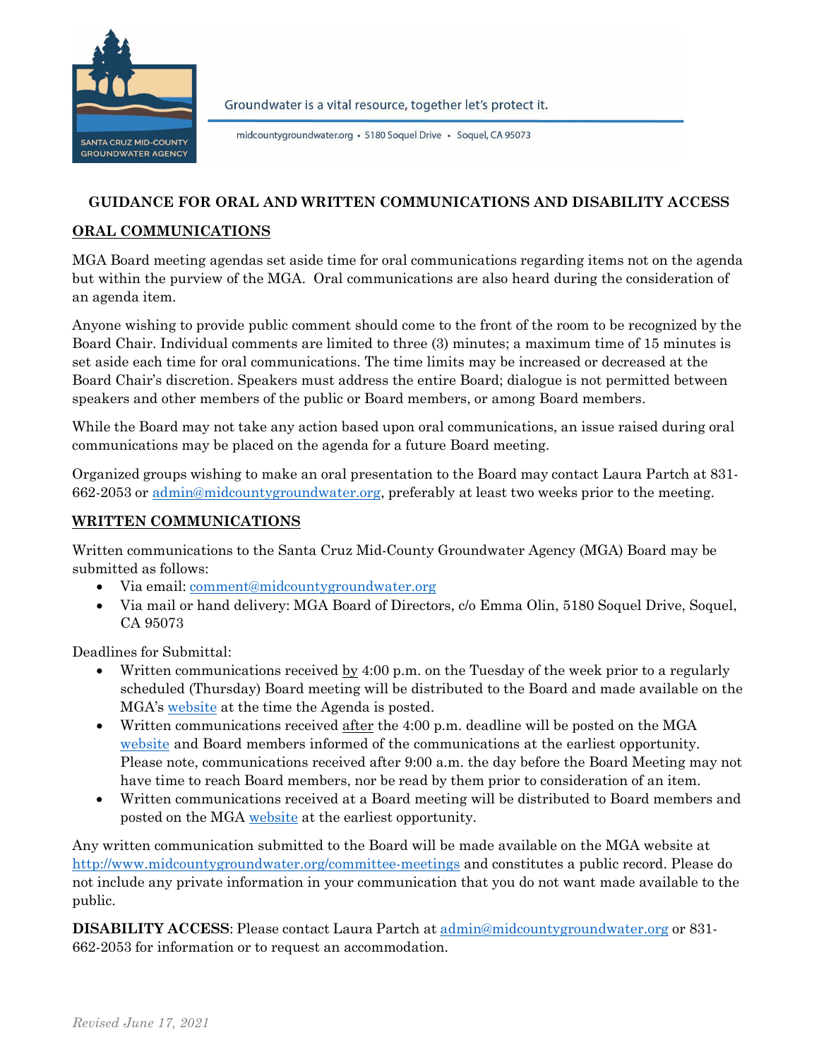Groundwater is a vital resource, together let's protect it.

midcountygroundwater.org • 5180 Soquel Drive • Soquel, CA 95073

SANTA CRUZ MID-COUNTY GROUNDWATER AGENCY

# GUIDANCE FOR ORAL AND WRITTEN COMMUNICATIONS AND DISABILITY ACCESS

## ORAL COMMUNICATIONS

MGA Board meeting agendas set aside time for oral communications regarding items not on the agenda but within the purview of the MGA. Oral communications are also heard during the consideration of an agenda item.

Anyone wishing to provide public comment should come to the front of the room to be recognized by the Board Chair. Individual comments are limited to three (3) minutes; a maximum time of 15 minutes is set aside each time for oral communications. The time limits may be increased or decreased at the Board Chair's discretion. Speakers must address the entire Board; dialogue is not permitted between speakers and other members of the public or Board members, or among Board members.

While the Board may not take any action based upon oral communications, an issue raised during oral communications may be placed on the agenda for a future Board meeting.

Organized groups wishing to make an oral presentation to the Board may contact Laura Partch at 831-662-2053 or admin@midcountygroundwater.org, preferably at least two weeks prior to the meeting.

## WRITTEN COMMUNICATIONS

Written communications to the Santa Cruz Mid-County Groundwater Agency (MGA) Board may be submitted as follows:

- Via email: comment@midcountygroundwater.org
- Via mail or hand delivery: MGA Board of Directors, c/o Emma Olin, 5180 Soquel Drive, Soquel, CA 95073

Deadlines for Submittal:

- Written communications received by 4:00 p.m. on the Tuesday of the week prior to a regularly scheduled (Thursday) Board meeting will be distributed to the Board and made available on the MGA's website at the time the Agenda is posted.
- Written communications received after the 4:00 p.m. deadline will be posted on the MGA website and Board members informed of the communications at the earliest opportunity. Please note, communications received after 9:00 a.m. the day before the Board Meeting may not have time to reach Board members, nor be read by them prior to consideration of an item.
- Written communications received at a Board meeting will be distributed to Board members and posted on the MGA website at the earliest opportunity.

Any written communication submitted to the Board will be made available on the MGA website at http://www.midcountygroundwater.org/committee-meetings and constitutes a public record. Please do not include any private information in your communication that you do not want made available to the public.

**DISABILITY ACCESS**: Please contact Laura Partch at admin@midcountygroundwater.org or 831-662-2053 for information or to request an accommodation.

*Revised June 17, 2021*